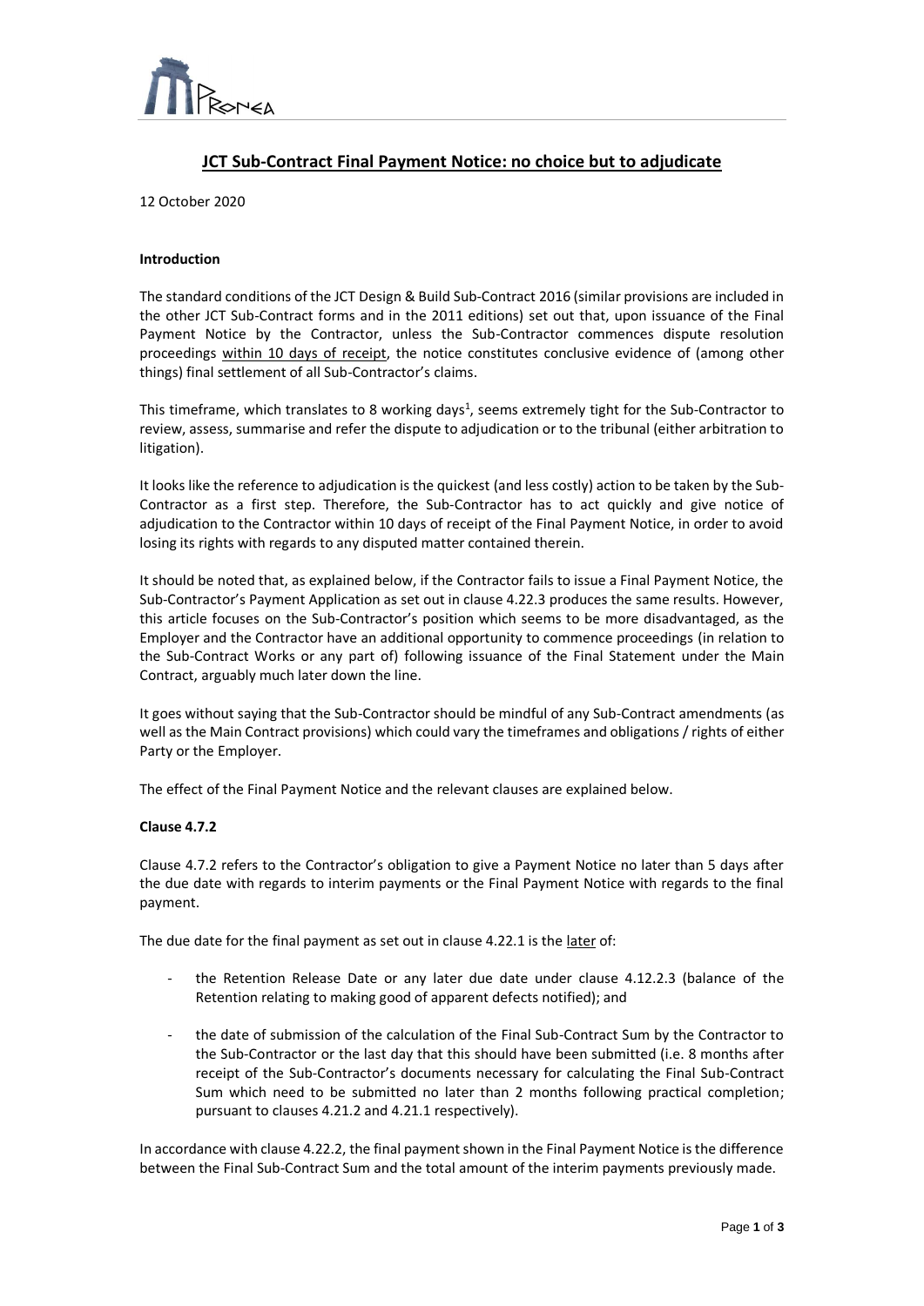# JCT Sub-Contract Final Payment Notice: no choice but to adjudicate

12 October 2020

**Introduction**

The standard conditions of the JCT Design & Build Sub-Contract 2016 (similar provisions are included in the other JCT Sub-Contract forms and in the 2011 editions) set out that, upon issuance of the Final Payment Notice by the Contractor, unless the Sub-Contractor commences dispute resolution proceedings within 10 days of receipt, the notice constitutes conclusive evidence of (among other things) final settlement of all Sub-Contractor's claims.

This timeframe, which translates to 8 working days[1], seems extremely tight for the Sub-Contractor to review, assess, summarise and refer the dispute to adjudication or to the tribunal (either arbitration to litigation).

It looks like the reference to adjudication is the quickest (and less costly) action to be taken by the Sub-Contractor as a first step. Therefore, the Sub-Contractor has to act quickly and give notice of adjudication to the Contractor within 10 days of receipt of the Final Payment Notice, in order to avoid losing its rights with regards to any disputed matter contained therein.

It should be noted that, as explained below, if the Contractor fails to issue a Final Payment Notice, the Sub-Contractor's Payment Application as set out in clause 4.22.3 produces the same results. However, this article focuses on the Sub-Contractor's position which seems to be more disadvantaged, as the Employer and the Contractor have an additional opportunity to commence proceedings (in relation to the Sub-Contract Works or any part of) following issuance of the Final Statement under the Main Contract, arguably much later down the line.

It goes without saying that the Sub-Contractor should be mindful of any Sub-Contract amendments (as well as the Main Contract provisions) which could vary the timeframes and obligations / rights of either Party or the Employer.

The effect of the Final Payment Notice and the relevant clauses are explained below.

**Clause 4.7.2**

Clause 4.7.2 refers to the Contractor's obligation to give a Payment Notice no later than 5 days after the due date with regards to interim payments or the Final Payment Notice with regards to the final payment.

The due date for the final payment as set out in clause 4.22.1 is the later of:

- the Retention Release Date or any later due date under clause 4.12.2.3 (balance of the Retention relating to making good of apparent defects notified); and
- the date of submission of the calculation of the Final Sub-Contract Sum by the Contractor to the Sub-Contractor or the last day that this should have been submitted (i.e. 8 months after receipt of the Sub-Contractor's documents necessary for calculating the Final Sub-Contract Sum which need to be submitted no later than 2 months following practical completion; pursuant to clauses 4.21.2 and 4.21.1 respectively).

In accordance with clause 4.22.2, the final payment shown in the Final Payment Notice is the difference between the Final Sub-Contract Sum and the total amount of the interim payments previously made.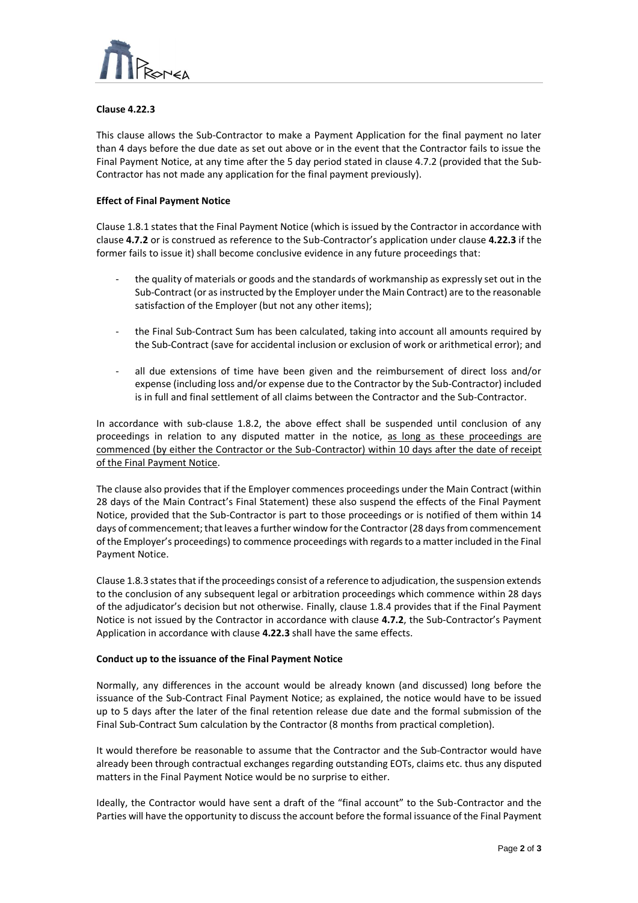**Clause 4.22.3**

This clause allows the Sub-Contractor to make a Payment Application for the final payment no later than 4 days before the due date as set out above or in the event that the Contractor fails to issue the Final Payment Notice, at any time after the 5 day period stated in clause 4.7.2 (provided that the Sub-Contractor has not made any application for the final payment previously).

**Effect of Final Payment Notice**

Clause 1.8.1 states that the Final Payment Notice (which is issued by the Contractor in accordance with clause **4.7.2** or is construed as reference to the Sub-Contractor's application under clause **4.22.3** if the former fails to issue it) shall become conclusive evidence in any future proceedings that:

- the quality of materials or goods and the standards of workmanship as expressly set out in the Sub-Contract (or as instructed by the Employer under the Main Contract) are to the reasonable satisfaction of the Employer (but not any other items);
- the Final Sub-Contract Sum has been calculated, taking into account all amounts required by the Sub-Contract (save for accidental inclusion or exclusion of work or arithmetical error); and
- all due extensions of time have been given and the reimbursement of direct loss and/or expense (including loss and/or expense due to the Contractor by the Sub-Contractor) included is in full and final settlement of all claims between the Contractor and the Sub-Contractor.

In accordance with sub-clause 1.8.2, the above effect shall be suspended until conclusion of any proceedings in relation to any disputed matter in the notice, <u>as long as these proceedings are commenced (by either the Contractor or the Sub-Contractor) within 10 days after the date of receipt of the Final Payment Notice</u>.

The clause also provides that if the Employer commences proceedings under the Main Contract (within 28 days of the Main Contract's Final Statement) these also suspend the effects of the Final Payment Notice, provided that the Sub-Contractor is part to those proceedings or is notified of them within 14 days of commencement; that leaves a further window for the Contractor (28 days from commencement of the Employer's proceedings) to commence proceedings with regards to a matter included in the Final Payment Notice.

Clause 1.8.3 states that if the proceedings consist of a reference to adjudication, the suspension extends to the conclusion of any subsequent legal or arbitration proceedings which commence within 28 days of the adjudicator's decision but not otherwise. Finally, clause 1.8.4 provides that if the Final Payment Notice is not issued by the Contractor in accordance with clause **4.7.2**, the Sub-Contractor's Payment Application in accordance with clause **4.22.3** shall have the same effects.

**Conduct up to the issuance of the Final Payment Notice**

Normally, any differences in the account would be already known (and discussed) long before the issuance of the Sub-Contract Final Payment Notice; as explained, the notice would have to be issued up to 5 days after the later of the final retention release due date and the formal submission of the Final Sub-Contract Sum calculation by the Contractor (8 months from practical completion).

It would therefore be reasonable to assume that the Contractor and the Sub-Contractor would have already been through contractual exchanges regarding outstanding EOTs, claims etc. thus any disputed matters in the Final Payment Notice would be no surprise to either.

Ideally, the Contractor would have sent a draft of the "final account" to the Sub-Contractor and the Parties will have the opportunity to discuss the account before the formal issuance of the Final Payment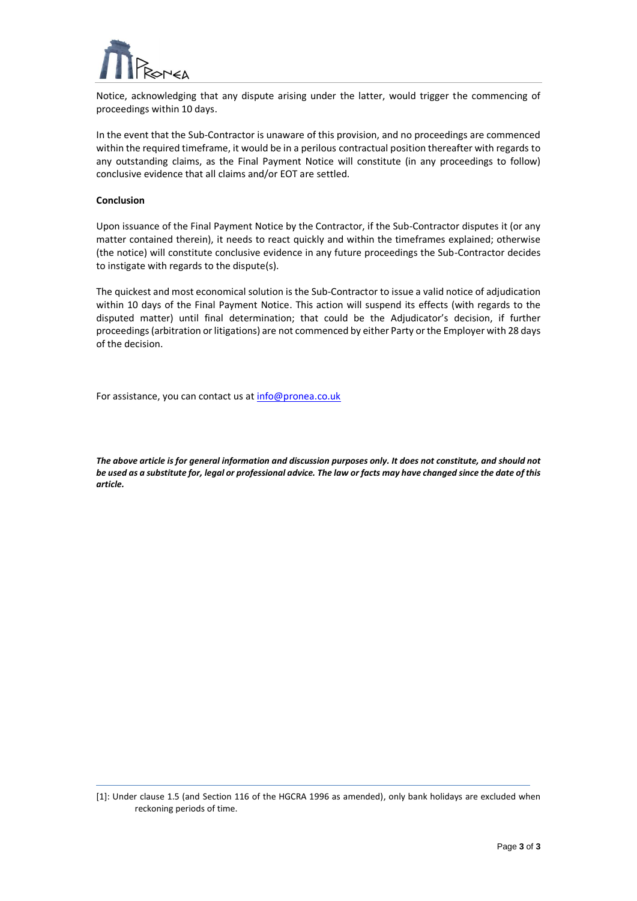Notice, acknowledging that any dispute arising under the latter, would trigger the commencing of proceedings within 10 days.

In the event that the Sub-Contractor is unaware of this provision, and no proceedings are commenced within the required timeframe, it would be in a perilous contractual position thereafter with regards to any outstanding claims, as the Final Payment Notice will constitute (in any proceedings to follow) conclusive evidence that all claims and/or EOT are settled.

**Conclusion**

Upon issuance of the Final Payment Notice by the Contractor, if the Sub-Contractor disputes it (or any matter contained therein), it needs to react quickly and within the timeframes explained; otherwise (the notice) will constitute conclusive evidence in any future proceedings the Sub-Contractor decides to instigate with regards to the dispute(s).

The quickest and most economical solution is the Sub-Contractor to issue a valid notice of adjudication within 10 days of the Final Payment Notice. This action will suspend its effects (with regards to the disputed matter) until final determination; that could be the Adjudicator's decision, if further proceedings (arbitration or litigations) are not commenced by either Party or the Employer with 28 days of the decision.

For assistance, you can contact us at info@pronea.co.uk

***The above article is for general information and discussion purposes only. It does not constitute, and should not be used as a substitute for, legal or professional advice. The law or facts may have changed since the date of this article.***

---

[1]: Under clause 1.5 (and Section 116 of the HGCRA 1996 as amended), only bank holidays are excluded when reckoning periods of time.